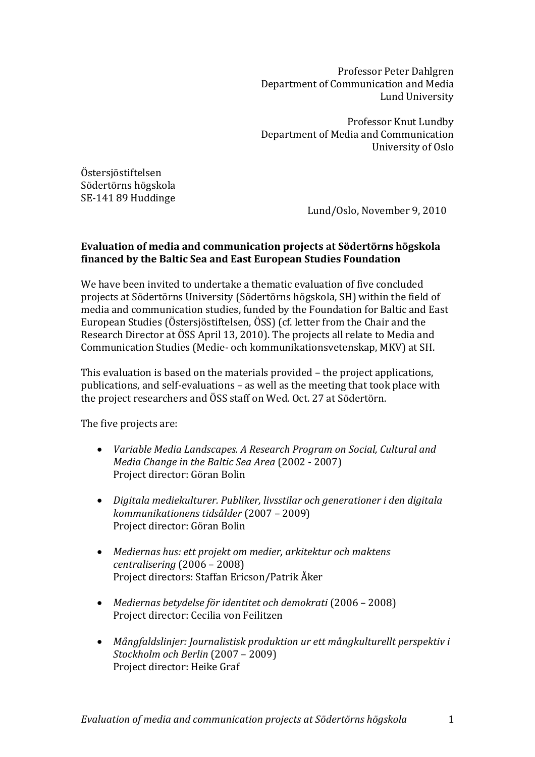Professor Peter Dahlgren
Department of Communication and Media
Lund University

Professor Knut Lundby
Department of Media and Communication
University of Oslo

Östersjöstiftelsen
Södertörns högskola
SE-141 89 Huddinge

Lund/Oslo, November 9, 2010

**Evaluation of media and communication projects at Södertörns högskola financed by the Baltic Sea and East European Studies Foundation**

We have been invited to undertake a thematic evaluation of five concluded projects at Södertörns University (Södertörns högskola, SH) within the field of media and communication studies, funded by the Foundation for Baltic and East European Studies (Östersjöstiftelsen, ÖSS) (cf. letter from the Chair and the Research Director at ÖSS April 13, 2010). The projects all relate to Media and Communication Studies (Medie- och kommunikationsvetenskap, MKV) at SH.

This evaluation is based on the materials provided – the project applications, publications, and self-evaluations – as well as the meeting that took place with the project researchers and ÖSS staff on Wed. Oct. 27 at Södertörn.

The five projects are:

- *Variable Media Landscapes. A Research Program on Social, Cultural and Media Change in the Baltic Sea Area* (2002 - 2007)
  Project director: Göran Bolin

- *Digitala mediekulturer. Publiker, livsstilar och generationer i den digitala kommunikationens tidsålder* (2007 – 2009)
  Project director: Göran Bolin

- *Mediernas hus: ett projekt om medier, arkitektur och maktens centralisering* (2006 – 2008)
  Project directors: Staffan Ericson/Patrik Åker

- *Mediernas betydelse för identitet och demokrati* (2006 – 2008)
  Project director: Cecilia von Feilitzen

- *Mångfaldslinjer: Journalistisk produktion ur ett mångkulturellt perspektiv i Stockholm och Berlin* (2007 – 2009)
  Project director: Heike Graf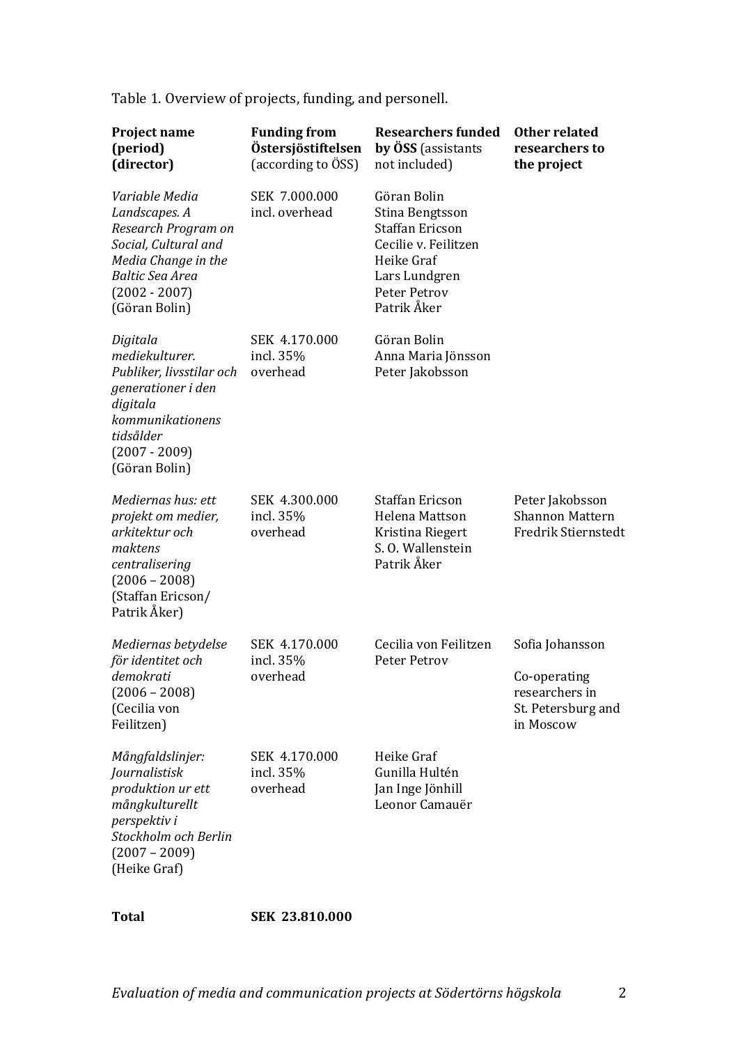Table 1. Overview of projects, funding, and personell.

| **Project name (period) (director)** | **Funding from Östersjöstiftelsen** (according to ÖSS) | **Researchers funded by ÖSS** (assistants not included) | **Other related researchers to the project** |
|---|---|---|---|
| *Variable Media Landscapes. A Research Program on Social, Cultural and Media Change in the Baltic Sea Area* (2002 - 2007) (Göran Bolin) | SEK 7.000.000 incl. overhead | Göran Bolin<br>Stina Bengtsson<br>Staffan Ericson<br>Cecilie v. Feilitzen<br>Heike Graf<br>Lars Lundgren<br>Peter Petrov<br>Patrik Åker | |
| *Digitala mediekulturer. Publiker, livsstilar och generationer i den digitala kommunikationens tidsålder* (2007 - 2009) (Göran Bolin) | SEK 4.170.000 incl. 35% overhead | Göran Bolin<br>Anna Maria Jönsson<br>Peter Jakobsson | |
| *Mediernas hus: ett projekt om medier, arkitektur och maktens centralisering* (2006 – 2008) (Staffan Ericson/ Patrik Åker) | SEK 4.300.000 incl. 35% overhead | Staffan Ericson<br>Helena Mattson<br>Kristina Riegert<br>S. O. Wallenstein<br>Patrik Åker | Peter Jakobsson<br>Shannon Mattern<br>Fredrik Stiernstedt |
| *Mediernas betydelse för identitet och demokrati* (2006 – 2008) (Cecilia von Feilitzen) | SEK 4.170.000 incl. 35% overhead | Cecilia von Feilitzen<br>Peter Petrov | Sofia Johansson<br><br>Co-operating researchers in St. Petersburg and in Moscow |
| *Mångfaldslinjer: Journalistisk produktion ur ett mångkulturellt perspektiv i Stockholm och Berlin* (2007 – 2009) (Heike Graf) | SEK 4.170.000 incl. 35% overhead | Heike Graf<br>Gunilla Hultén<br>Jan Inge Jönhill<br>Leonor Camauër | |
| **Total** | **SEK 23.810.000** | | |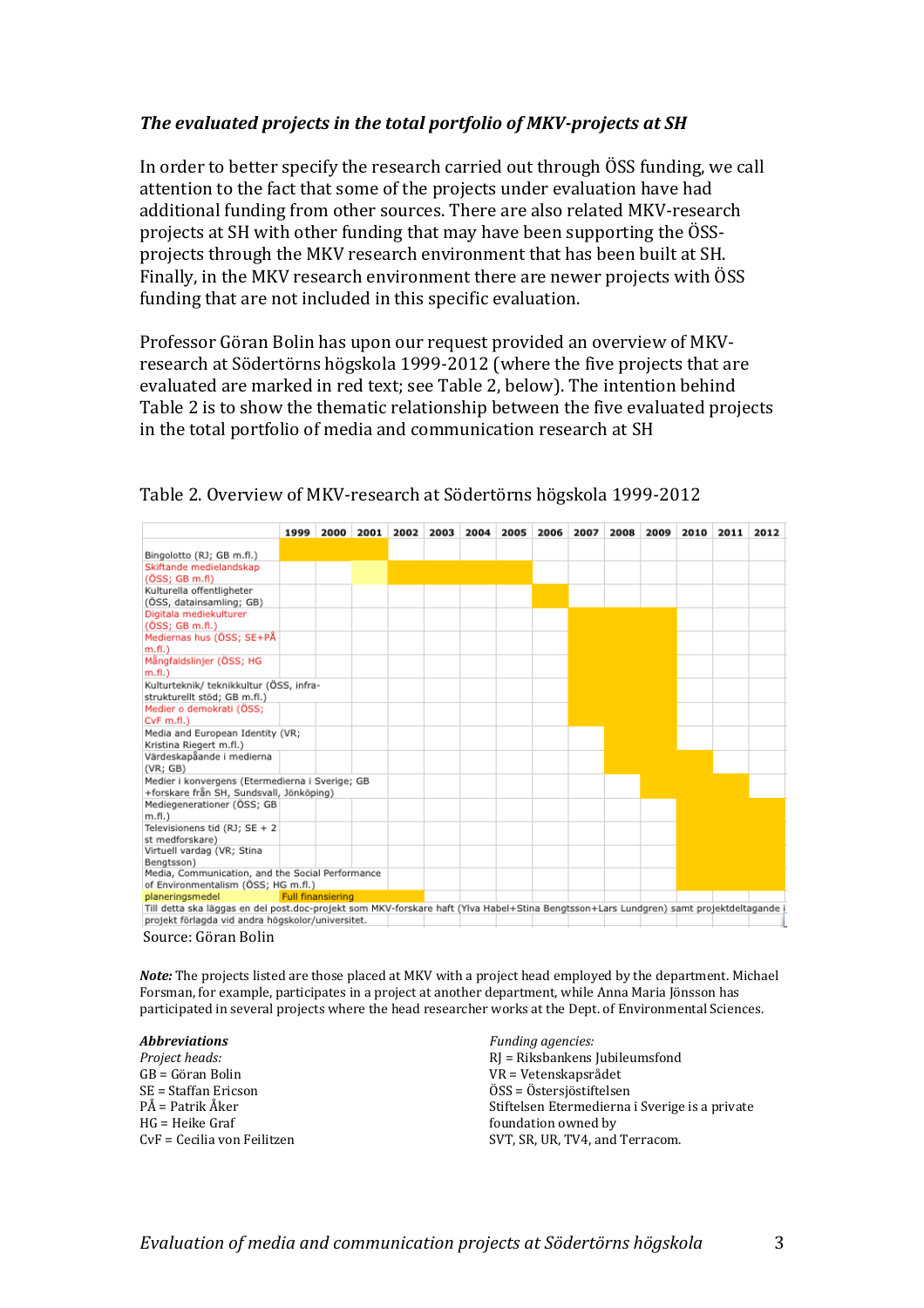### *The evaluated projects in the total portfolio of MKV-projects at SH*

In order to better specify the research carried out through ÖSS funding, we call attention to the fact that some of the projects under evaluation have had additional funding from other sources. There are also related MKV-research projects at SH with other funding that may have been supporting the ÖSS-projects through the MKV research environment that has been built at SH. Finally, in the MKV research environment there are newer projects with ÖSS funding that are not included in this specific evaluation.

Professor Göran Bolin has upon our request provided an overview of MKV-research at Södertörns högskola 1999-2012 (where the five projects that are evaluated are marked in red text; see Table 2, below). The intention behind Table 2 is to show the thematic relationship between the five evaluated projects in the total portfolio of media and communication research at SH

Table 2. Overview of MKV-research at Södertörns högskola 1999-2012

| | 1999 | 2000 | 2001 | 2002 | 2003 | 2004 | 2005 | 2006 | 2007 | 2008 | 2009 | 2010 | 2011 | 2012 |
|---|---|---|---|---|---|---|---|---|---|---|---|---|---|---|
| Bingolotto (RJ; GB m.fl.) | ■ | ■ | ■ | | | | | | | | | | | |
| Skiftande medielandskap (ÖSS; GB m.fl) | | | ○ | ■ | ■ | ■ | ■ | | | | | | | |
| Kulturella offentligheter (ÖSS, datainsamling; GB) | | | | | | | | ■ | | | | | | |
| Digitala mediekulturer (ÖSS; GB m.fl.) | | | | | | | | | ■ | ■ | ■ | | | |
| Mediernas hus (ÖSS; SE+PÅ m.fl.) | | | | | | | | | ■ | ■ | ■ | | | |
| Mångfaldslinjer (ÖSS; HG m.fl.) | | | | | | | | | ■ | ■ | ■ | | | |
| Kulturteknik/ teknikkultur (ÖSS, infra-strukturellt stöd; GB m.fl.) | | | | | | | | | ■ | ■ | ■ | | | |
| Medier o demokrati (ÖSS; CvF m.fl.) | | | | | | | | | ■ | ■ | ■ | | | |
| Media and European Identity (VR; Kristina Riegert m.fl.) | | | | | | | | | | ■ | ■ | | | |
| Värdeskapande i medierna (VR; GB) | | | | | | | | | | ■ | ■ | ■ | | |
| Medier i konvergens (Etermedierna i Sverige; GB +forskare från SH, Sundsvall, Jönköping) | | | | | | | | | | | ■ | ■ | ■ | |
| Mediegenerationer (ÖSS; GB m.fl.) | | | | | | | | | | | | ■ | ■ | ■ |
| Televisionens tid (RJ; SE + 2 st medforskare) | | | | | | | | | | | | ■ | ■ | ■ |
| Virtuell vardag (VR; Stina Bengtsson) | | | | | | | | | | | | ■ | ■ | ■ |
| Media, Communication, and the Social Performance of Environmentalism (ÖSS; HG m.fl.) | | | | | | | | | | | | ■ | ■ | ■ |
| ○ = planeringsmedel | ■ = Full finansiering | | | | | | | | | | | | | |

Till detta ska läggas en del post.doc-projekt som MKV-forskare haft (Ylva Habel+Stina Bengtsson+Lars Lundgren) samt projektdeltagande i projekt förlagda vid andra högskolor/universitet.

Source: Göran Bolin

***Note:*** The projects listed are those placed at MKV with a project head employed by the department. Michael Forsman, for example, participates in a project at another department, while Anna Maria Jönsson has participated in several projects where the head researcher works at the Dept. of Environmental Sciences.

***Abbreviations***

*Project heads:*
GB = Göran Bolin
SE = Staffan Ericson
PÅ = Patrik Åker
HG = Heike Graf
CvF = Cecilia von Feilitzen

*Funding agencies:*
RJ = Riksbankens Jubileumsfond
VR = Vetenskapsrådet
ÖSS = Östersjöstiftelsen
Stiftelsen Etermedierna i Sverige is a private foundation owned by SVT, SR, UR, TV4, and Terracom.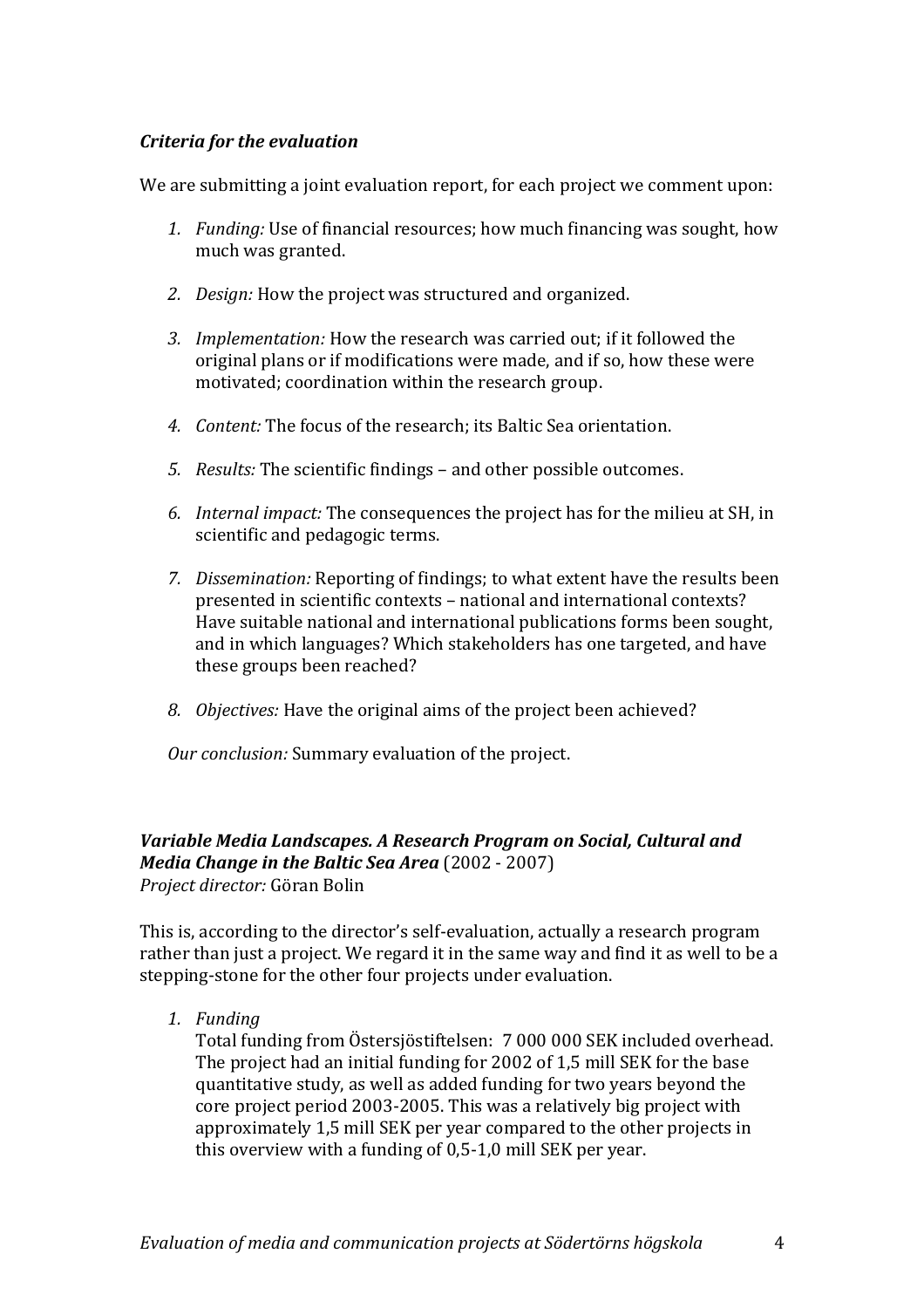### *Criteria for the evaluation*

We are submitting a joint evaluation report, for each project we comment upon:

1. *Funding:* Use of financial resources; how much financing was sought, how much was granted.

2. *Design:* How the project was structured and organized.

3. *Implementation:* How the research was carried out; if it followed the original plans or if modifications were made, and if so, how these were motivated; coordination within the research group.

4. *Content:* The focus of the research; its Baltic Sea orientation.

5. *Results:* The scientific findings – and other possible outcomes.

6. *Internal impact:* The consequences the project has for the milieu at SH, in scientific and pedagogic terms.

7. *Dissemination:* Reporting of findings; to what extent have the results been presented in scientific contexts – national and international contexts? Have suitable national and international publications forms been sought, and in which languages? Which stakeholders has one targeted, and have these groups been reached?

8. *Objectives:* Have the original aims of the project been achieved?

*Our conclusion:* Summary evaluation of the project.

### ***Variable Media Landscapes. A Research Program on Social, Cultural and Media Change in the Baltic Sea Area*** (2002 - 2007)

*Project director:* Göran Bolin

This is, according to the director's self-evaluation, actually a research program rather than just a project. We regard it in the same way and find it as well to be a stepping-stone for the other four projects under evaluation.

1. *Funding*

   Total funding from Östersjöstiftelsen: 7 000 000 SEK included overhead. The project had an initial funding for 2002 of 1,5 mill SEK for the base quantitative study, as well as added funding for two years beyond the core project period 2003-2005. This was a relatively big project with approximately 1,5 mill SEK per year compared to the other projects in this overview with a funding of 0,5-1,0 mill SEK per year.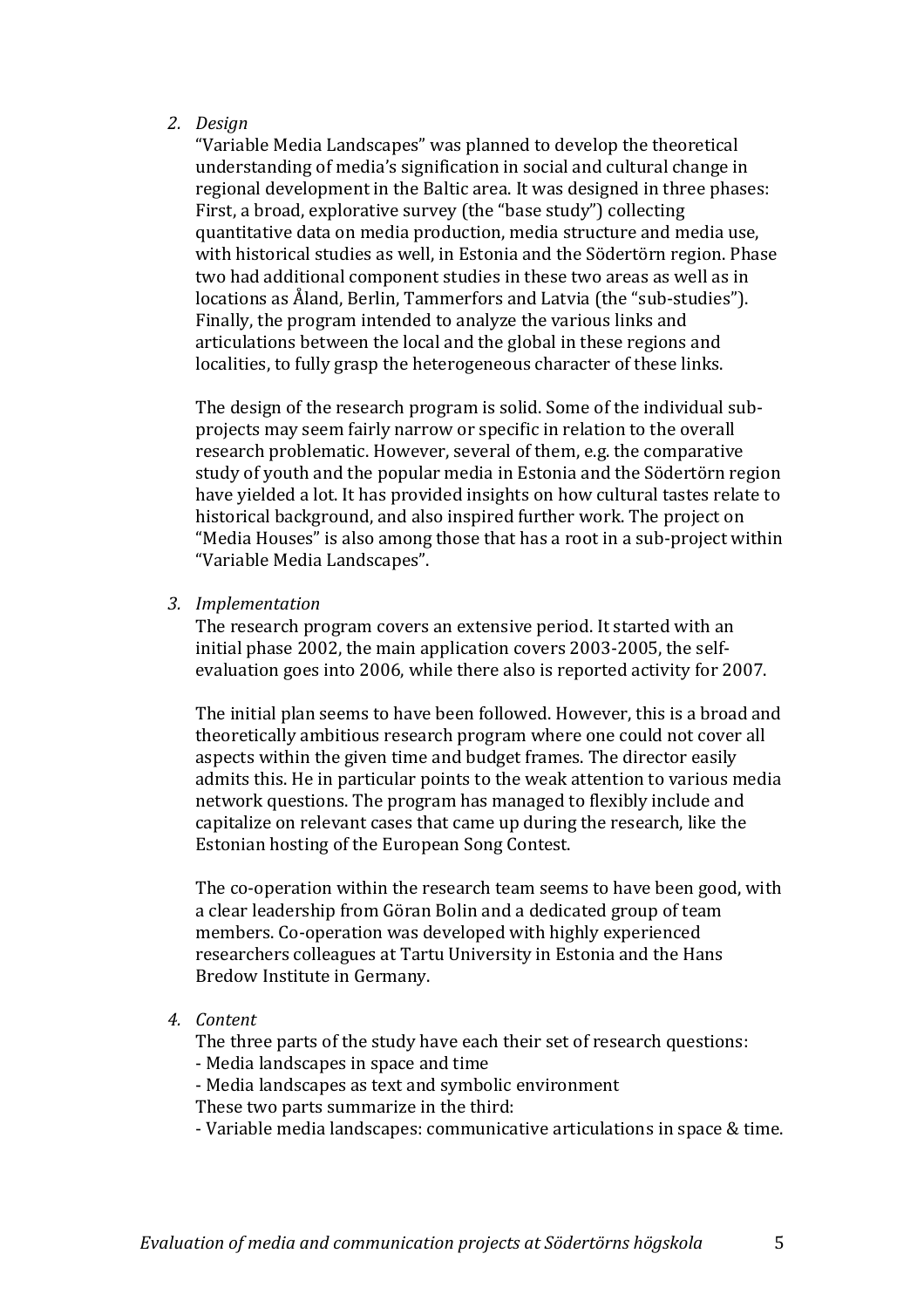2. *Design*

"Variable Media Landscapes" was planned to develop the theoretical understanding of media's signification in social and cultural change in regional development in the Baltic area. It was designed in three phases: First, a broad, explorative survey (the "base study") collecting quantitative data on media production, media structure and media use, with historical studies as well, in Estonia and the Södertörn region. Phase two had additional component studies in these two areas as well as in locations as Åland, Berlin, Tammerfors and Latvia (the "sub-studies"). Finally, the program intended to analyze the various links and articulations between the local and the global in these regions and localities, to fully grasp the heterogeneous character of these links.

The design of the research program is solid. Some of the individual sub-projects may seem fairly narrow or specific in relation to the overall research problematic. However, several of them, e.g. the comparative study of youth and the popular media in Estonia and the Södertörn region have yielded a lot. It has provided insights on how cultural tastes relate to historical background, and also inspired further work. The project on "Media Houses" is also among those that has a root in a sub-project within "Variable Media Landscapes".

3. *Implementation*

The research program covers an extensive period. It started with an initial phase 2002, the main application covers 2003-2005, the self-evaluation goes into 2006, while there also is reported activity for 2007.

The initial plan seems to have been followed. However, this is a broad and theoretically ambitious research program where one could not cover all aspects within the given time and budget frames. The director easily admits this. He in particular points to the weak attention to various media network questions. The program has managed to flexibly include and capitalize on relevant cases that came up during the research, like the Estonian hosting of the European Song Contest.

The co-operation within the research team seems to have been good, with a clear leadership from Göran Bolin and a dedicated group of team members. Co-operation was developed with highly experienced researchers colleagues at Tartu University in Estonia and the Hans Bredow Institute in Germany.

4. *Content*

The three parts of the study have each their set of research questions:
- Media landscapes in space and time
- Media landscapes as text and symbolic environment

These two parts summarize in the third:
- Variable media landscapes: communicative articulations in space & time.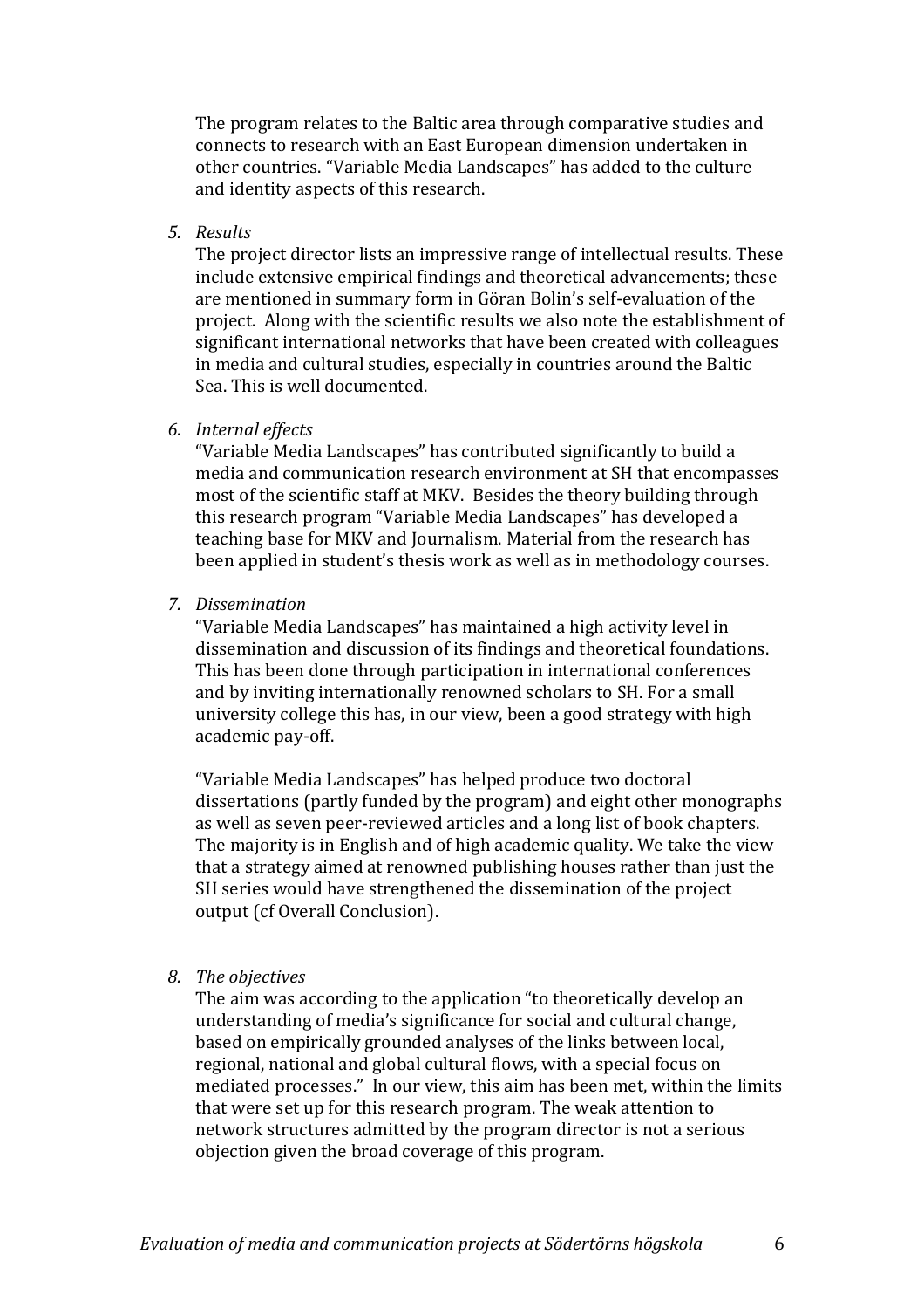The program relates to the Baltic area through comparative studies and connects to research with an East European dimension undertaken in other countries. “Variable Media Landscapes” has added to the culture and identity aspects of this research.

5. *Results*

   The project director lists an impressive range of intellectual results. These include extensive empirical findings and theoretical advancements; these are mentioned in summary form in Göran Bolin’s self-evaluation of the project. Along with the scientific results we also note the establishment of significant international networks that have been created with colleagues in media and cultural studies, especially in countries around the Baltic Sea. This is well documented.

6. *Internal effects*

   “Variable Media Landscapes” has contributed significantly to build a media and communication research environment at SH that encompasses most of the scientific staff at MKV. Besides the theory building through this research program “Variable Media Landscapes” has developed a teaching base for MKV and Journalism. Material from the research has been applied in student’s thesis work as well as in methodology courses.

7. *Dissemination*

   “Variable Media Landscapes” has maintained a high activity level in dissemination and discussion of its findings and theoretical foundations. This has been done through participation in international conferences and by inviting internationally renowned scholars to SH. For a small university college this has, in our view, been a good strategy with high academic pay-off.

   “Variable Media Landscapes” has helped produce two doctoral dissertations (partly funded by the program) and eight other monographs as well as seven peer-reviewed articles and a long list of book chapters. The majority is in English and of high academic quality. We take the view that a strategy aimed at renowned publishing houses rather than just the SH series would have strengthened the dissemination of the project output (cf Overall Conclusion).

8. *The objectives*

   The aim was according to the application “to theoretically develop an understanding of media’s significance for social and cultural change, based on empirically grounded analyses of the links between local, regional, national and global cultural flows, with a special focus on mediated processes.” In our view, this aim has been met, within the limits that were set up for this research program. The weak attention to network structures admitted by the program director is not a serious objection given the broad coverage of this program.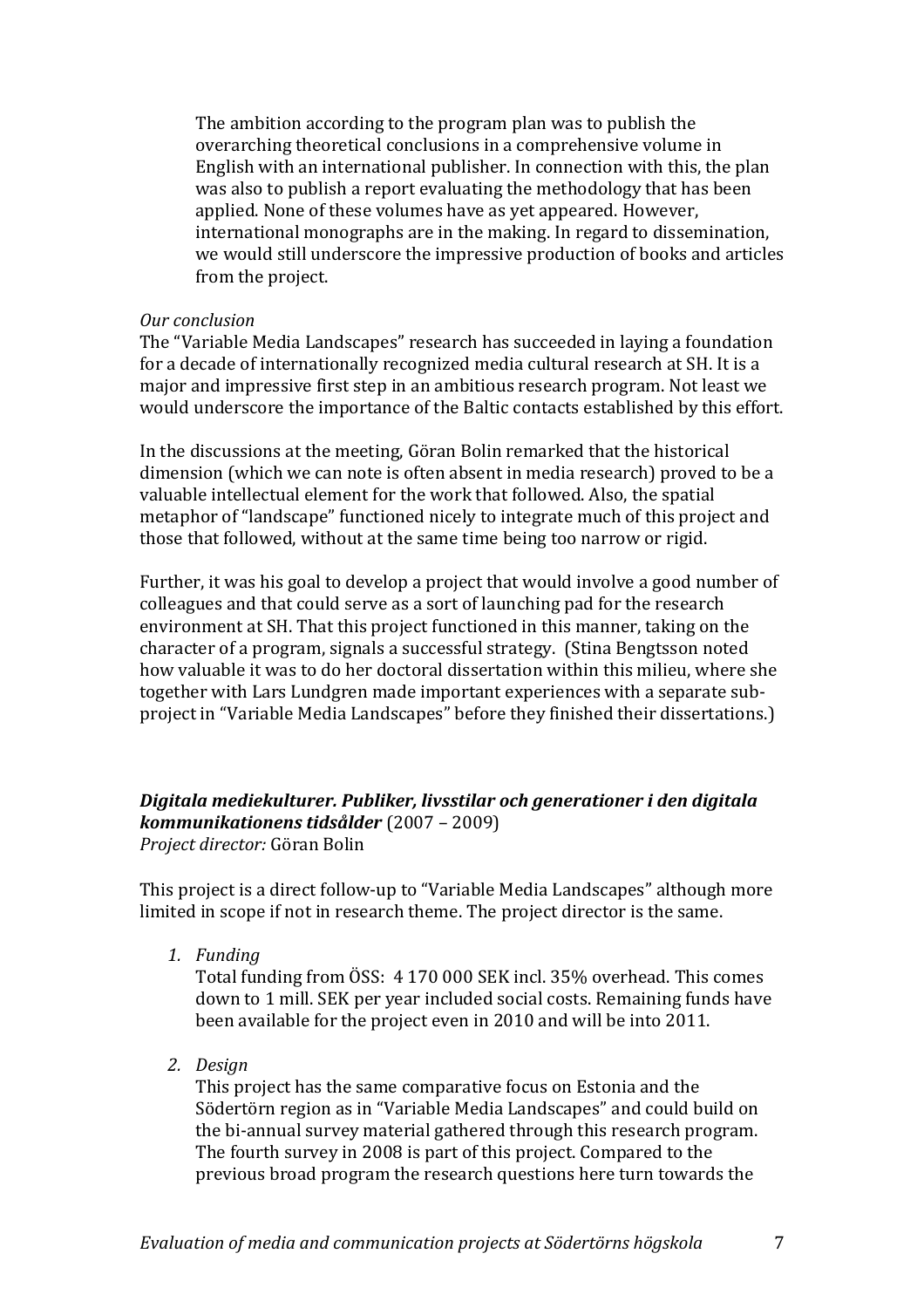The ambition according to the program plan was to publish the overarching theoretical conclusions in a comprehensive volume in English with an international publisher. In connection with this, the plan was also to publish a report evaluating the methodology that has been applied. None of these volumes have as yet appeared. However, international monographs are in the making. In regard to dissemination, we would still underscore the impressive production of books and articles from the project.

*Our conclusion*

The "Variable Media Landscapes" research has succeeded in laying a foundation for a decade of internationally recognized media cultural research at SH. It is a major and impressive first step in an ambitious research program. Not least we would underscore the importance of the Baltic contacts established by this effort.

In the discussions at the meeting, Göran Bolin remarked that the historical dimension (which we can note is often absent in media research) proved to be a valuable intellectual element for the work that followed. Also, the spatial metaphor of "landscape" functioned nicely to integrate much of this project and those that followed, without at the same time being too narrow or rigid.

Further, it was his goal to develop a project that would involve a good number of colleagues and that could serve as a sort of launching pad for the research environment at SH. That this project functioned in this manner, taking on the character of a program, signals a successful strategy. (Stina Bengtsson noted how valuable it was to do her doctoral dissertation within this milieu, where she together with Lars Lundgren made important experiences with a separate sub-project in "Variable Media Landscapes" before they finished their dissertations.)

***Digitala mediekulturer. Publiker, livsstilar och generationer i den digitala kommunikationens tidsålder*** (2007 – 2009)
*Project director:* Göran Bolin

This project is a direct follow-up to "Variable Media Landscapes" although more limited in scope if not in research theme. The project director is the same.

1. *Funding*
   Total funding from ÖSS: 4 170 000 SEK incl. 35% overhead. This comes down to 1 mill. SEK per year included social costs. Remaining funds have been available for the project even in 2010 and will be into 2011.

2. *Design*
   This project has the same comparative focus on Estonia and the Södertörn region as in "Variable Media Landscapes" and could build on the bi-annual survey material gathered through this research program. The fourth survey in 2008 is part of this project. Compared to the previous broad program the research questions here turn towards the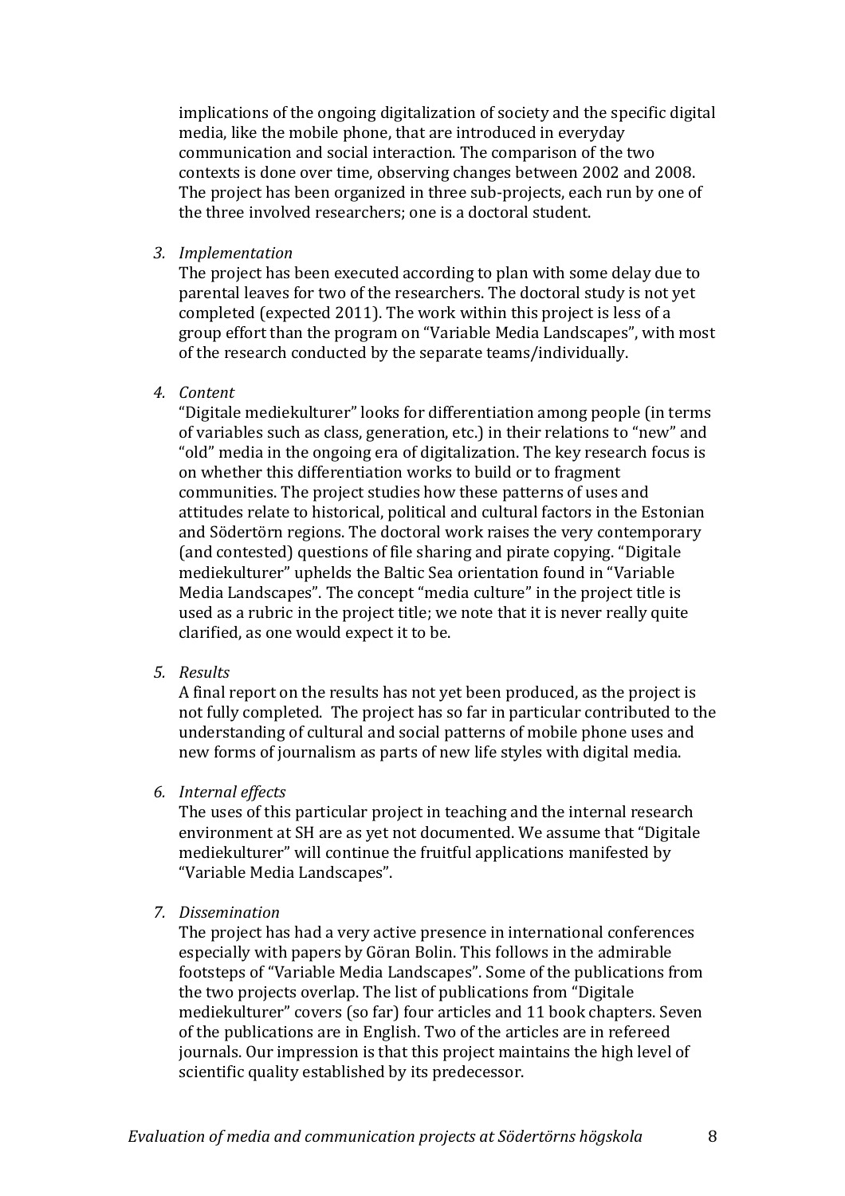implications of the ongoing digitalization of society and the specific digital media, like the mobile phone, that are introduced in everyday communication and social interaction. The comparison of the two contexts is done over time, observing changes between 2002 and 2008. The project has been organized in three sub-projects, each run by one of the three involved researchers; one is a doctoral student.

3. *Implementation*

   The project has been executed according to plan with some delay due to parental leaves for two of the researchers. The doctoral study is not yet completed (expected 2011). The work within this project is less of a group effort than the program on "Variable Media Landscapes", with most of the research conducted by the separate teams/individually.

4. *Content*

   "Digitale mediekulturer" looks for differentiation among people (in terms of variables such as class, generation, etc.) in their relations to "new" and "old" media in the ongoing era of digitalization. The key research focus is on whether this differentiation works to build or to fragment communities. The project studies how these patterns of uses and attitudes relate to historical, political and cultural factors in the Estonian and Södertörn regions. The doctoral work raises the very contemporary (and contested) questions of file sharing and pirate copying. "Digitale mediekulturer" uphelds the Baltic Sea orientation found in "Variable Media Landscapes". The concept "media culture" in the project title is used as a rubric in the project title; we note that it is never really quite clarified, as one would expect it to be.

5. *Results*

   A final report on the results has not yet been produced, as the project is not fully completed. The project has so far in particular contributed to the understanding of cultural and social patterns of mobile phone uses and new forms of journalism as parts of new life styles with digital media.

6. *Internal effects*

   The uses of this particular project in teaching and the internal research environment at SH are as yet not documented. We assume that "Digitale mediekulturer" will continue the fruitful applications manifested by "Variable Media Landscapes".

7. *Dissemination*

   The project has had a very active presence in international conferences especially with papers by Göran Bolin. This follows in the admirable footsteps of "Variable Media Landscapes". Some of the publications from the two projects overlap. The list of publications from "Digitale mediekulturer" covers (so far) four articles and 11 book chapters. Seven of the publications are in English. Two of the articles are in refereed journals. Our impression is that this project maintains the high level of scientific quality established by its predecessor.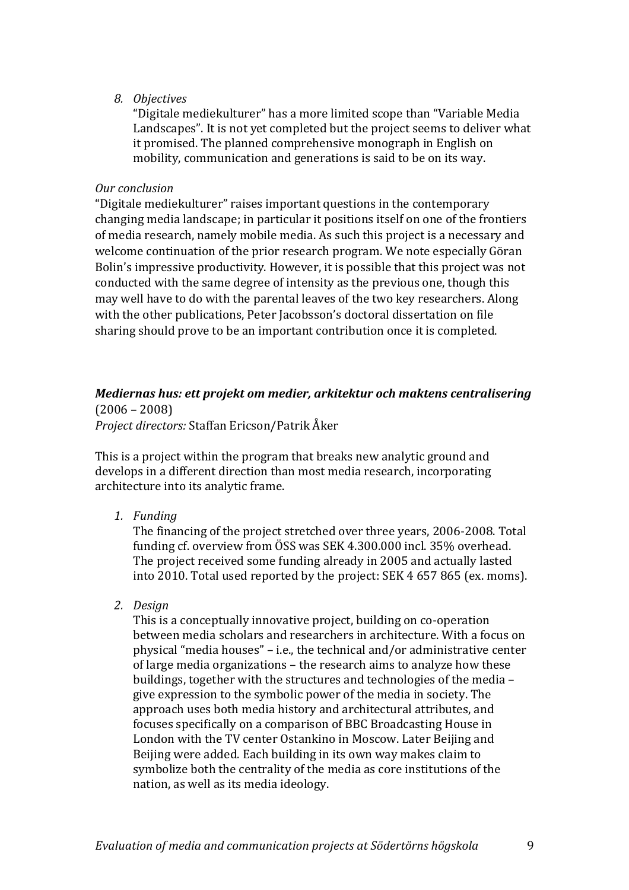8. *Objectives*
   "Digitale mediekulturer" has a more limited scope than "Variable Media Landscapes". It is not yet completed but the project seems to deliver what it promised. The planned comprehensive monograph in English on mobility, communication and generations is said to be on its way.

*Our conclusion*

"Digitale mediekulturer" raises important questions in the contemporary changing media landscape; in particular it positions itself on one of the frontiers of media research, namely mobile media. As such this project is a necessary and welcome continuation of the prior research program. We note especially Göran Bolin's impressive productivity. However, it is possible that this project was not conducted with the same degree of intensity as the previous one, though this may well have to do with the parental leaves of the two key researchers. Along with the other publications, Peter Jacobsson's doctoral dissertation on file sharing should prove to be an important contribution once it is completed.

***Mediernas hus: ett projekt om medier, arkitektur och maktens centralisering***
(2006 – 2008)
*Project directors:* Staffan Ericson/Patrik Åker

This is a project within the program that breaks new analytic ground and develops in a different direction than most media research, incorporating architecture into its analytic frame.

1. *Funding*
   The financing of the project stretched over three years, 2006-2008. Total funding cf. overview from ÖSS was SEK 4.300.000 incl. 35% overhead. The project received some funding already in 2005 and actually lasted into 2010. Total used reported by the project: SEK 4 657 865 (ex. moms).

2. *Design*
   This is a conceptually innovative project, building on co-operation between media scholars and researchers in architecture. With a focus on physical "media houses" – i.e., the technical and/or administrative center of large media organizations – the research aims to analyze how these buildings, together with the structures and technologies of the media – give expression to the symbolic power of the media in society. The approach uses both media history and architectural attributes, and focuses specifically on a comparison of BBC Broadcasting House in London with the TV center Ostankino in Moscow. Later Beijing and Beijing were added. Each building in its own way makes claim to symbolize both the centrality of the media as core institutions of the nation, as well as its media ideology.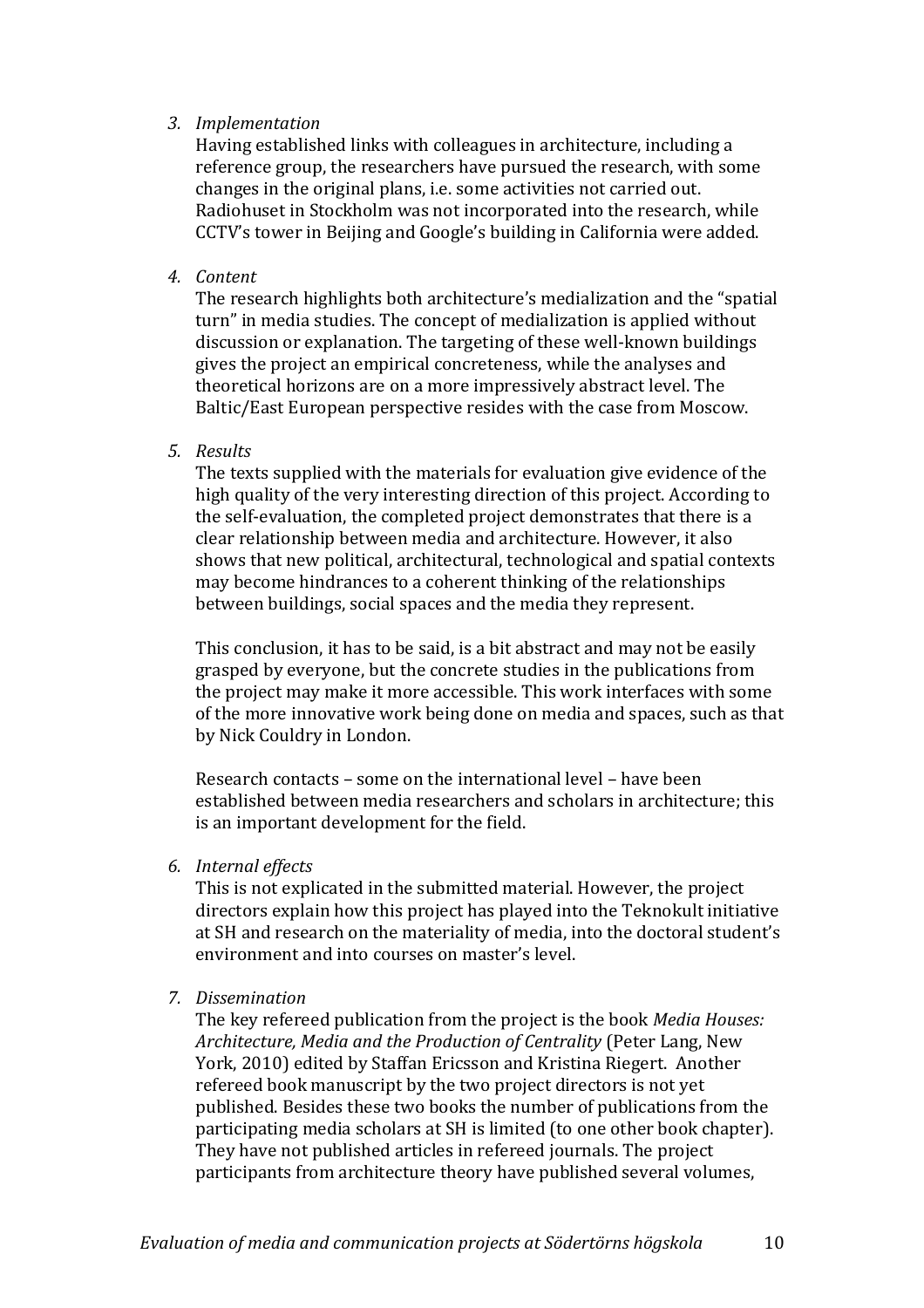3. *Implementation*

   Having established links with colleagues in architecture, including a reference group, the researchers have pursued the research, with some changes in the original plans, i.e. some activities not carried out. Radiohuset in Stockholm was not incorporated into the research, while CCTV's tower in Beijing and Google's building in California were added.

4. *Content*

   The research highlights both architecture's medialization and the "spatial turn" in media studies. The concept of medialization is applied without discussion or explanation. The targeting of these well-known buildings gives the project an empirical concreteness, while the analyses and theoretical horizons are on a more impressively abstract level. The Baltic/East European perspective resides with the case from Moscow.

5. *Results*

   The texts supplied with the materials for evaluation give evidence of the high quality of the very interesting direction of this project. According to the self-evaluation, the completed project demonstrates that there is a clear relationship between media and architecture. However, it also shows that new political, architectural, technological and spatial contexts may become hindrances to a coherent thinking of the relationships between buildings, social spaces and the media they represent.

   This conclusion, it has to be said, is a bit abstract and may not be easily grasped by everyone, but the concrete studies in the publications from the project may make it more accessible. This work interfaces with some of the more innovative work being done on media and spaces, such as that by Nick Couldry in London.

   Research contacts – some on the international level – have been established between media researchers and scholars in architecture; this is an important development for the field.

6. *Internal effects*

   This is not explicated in the submitted material. However, the project directors explain how this project has played into the Teknokult initiative at SH and research on the materiality of media, into the doctoral student's environment and into courses on master's level.

7. *Dissemination*

   The key refereed publication from the project is the book *Media Houses: Architecture, Media and the Production of Centrality* (Peter Lang, New York, 2010) edited by Staffan Ericsson and Kristina Riegert. Another refereed book manuscript by the two project directors is not yet published. Besides these two books the number of publications from the participating media scholars at SH is limited (to one other book chapter). They have not published articles in refereed journals. The project participants from architecture theory have published several volumes,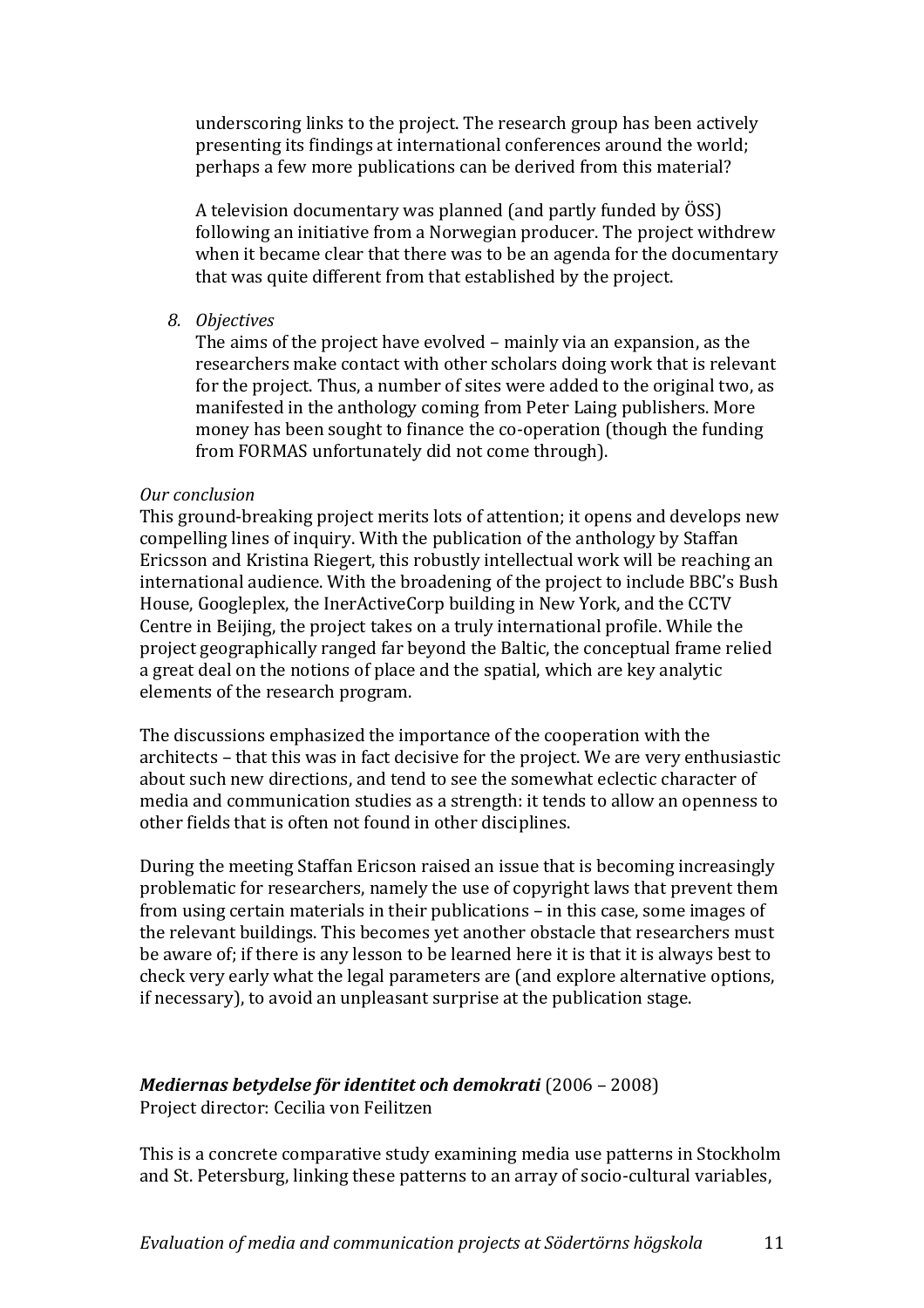underscoring links to the project. The research group has been actively presenting its findings at international conferences around the world; perhaps a few more publications can be derived from this material?

A television documentary was planned (and partly funded by ÖSS) following an initiative from a Norwegian producer. The project withdrew when it became clear that there was to be an agenda for the documentary that was quite different from that established by the project.

8. *Objectives*
   The aims of the project have evolved – mainly via an expansion, as the researchers make contact with other scholars doing work that is relevant for the project. Thus, a number of sites were added to the original two, as manifested in the anthology coming from Peter Laing publishers. More money has been sought to finance the co-operation (though the funding from FORMAS unfortunately did not come through).

*Our conclusion*
This ground-breaking project merits lots of attention; it opens and develops new compelling lines of inquiry. With the publication of the anthology by Staffan Ericsson and Kristina Riegert, this robustly intellectual work will be reaching an international audience. With the broadening of the project to include BBC's Bush House, Googleplex, the InerActiveCorp building in New York, and the CCTV Centre in Beijing, the project takes on a truly international profile. While the project geographically ranged far beyond the Baltic, the conceptual frame relied a great deal on the notions of place and the spatial, which are key analytic elements of the research program.

The discussions emphasized the importance of the cooperation with the architects – that this was in fact decisive for the project. We are very enthusiastic about such new directions, and tend to see the somewhat eclectic character of media and communication studies as a strength: it tends to allow an openness to other fields that is often not found in other disciplines.

During the meeting Staffan Ericson raised an issue that is becoming increasingly problematic for researchers, namely the use of copyright laws that prevent them from using certain materials in their publications – in this case, some images of the relevant buildings. This becomes yet another obstacle that researchers must be aware of; if there is any lesson to be learned here it is that it is always best to check very early what the legal parameters are (and explore alternative options, if necessary), to avoid an unpleasant surprise at the publication stage.

***Mediernas betydelse för identitet och demokrati*** (2006 – 2008)
Project director: Cecilia von Feilitzen

This is a concrete comparative study examining media use patterns in Stockholm and St. Petersburg, linking these patterns to an array of socio-cultural variables,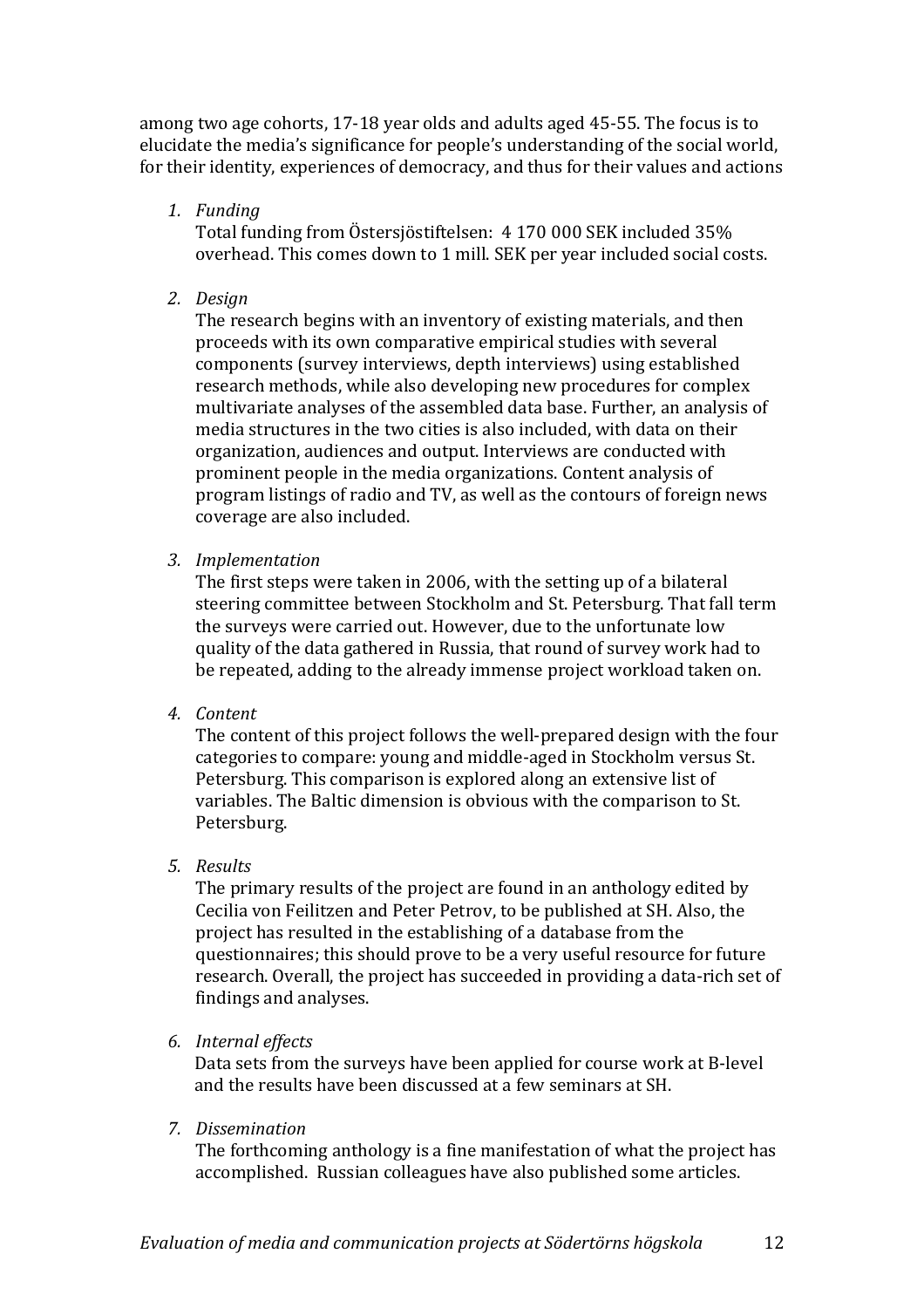among two age cohorts, 17-18 year olds and adults aged 45-55. The focus is to elucidate the media's significance for people's understanding of the social world, for their identity, experiences of democracy, and thus for their values and actions

1. *Funding*
   Total funding from Östersjöstiftelsen: 4 170 000 SEK included 35% overhead. This comes down to 1 mill. SEK per year included social costs.

2. *Design*
   The research begins with an inventory of existing materials, and then proceeds with its own comparative empirical studies with several components (survey interviews, depth interviews) using established research methods, while also developing new procedures for complex multivariate analyses of the assembled data base. Further, an analysis of media structures in the two cities is also included, with data on their organization, audiences and output. Interviews are conducted with prominent people in the media organizations. Content analysis of program listings of radio and TV, as well as the contours of foreign news coverage are also included.

3. *Implementation*
   The first steps were taken in 2006, with the setting up of a bilateral steering committee between Stockholm and St. Petersburg. That fall term the surveys were carried out. However, due to the unfortunate low quality of the data gathered in Russia, that round of survey work had to be repeated, adding to the already immense project workload taken on.

4. *Content*
   The content of this project follows the well-prepared design with the four categories to compare: young and middle-aged in Stockholm versus St. Petersburg. This comparison is explored along an extensive list of variables. The Baltic dimension is obvious with the comparison to St. Petersburg.

5. *Results*
   The primary results of the project are found in an anthology edited by Cecilia von Feilitzen and Peter Petrov, to be published at SH. Also, the project has resulted in the establishing of a database from the questionnaires; this should prove to be a very useful resource for future research. Overall, the project has succeeded in providing a data-rich set of findings and analyses.

6. *Internal effects*
   Data sets from the surveys have been applied for course work at B-level and the results have been discussed at a few seminars at SH.

7. *Dissemination*
   The forthcoming anthology is a fine manifestation of what the project has accomplished. Russian colleagues have also published some articles.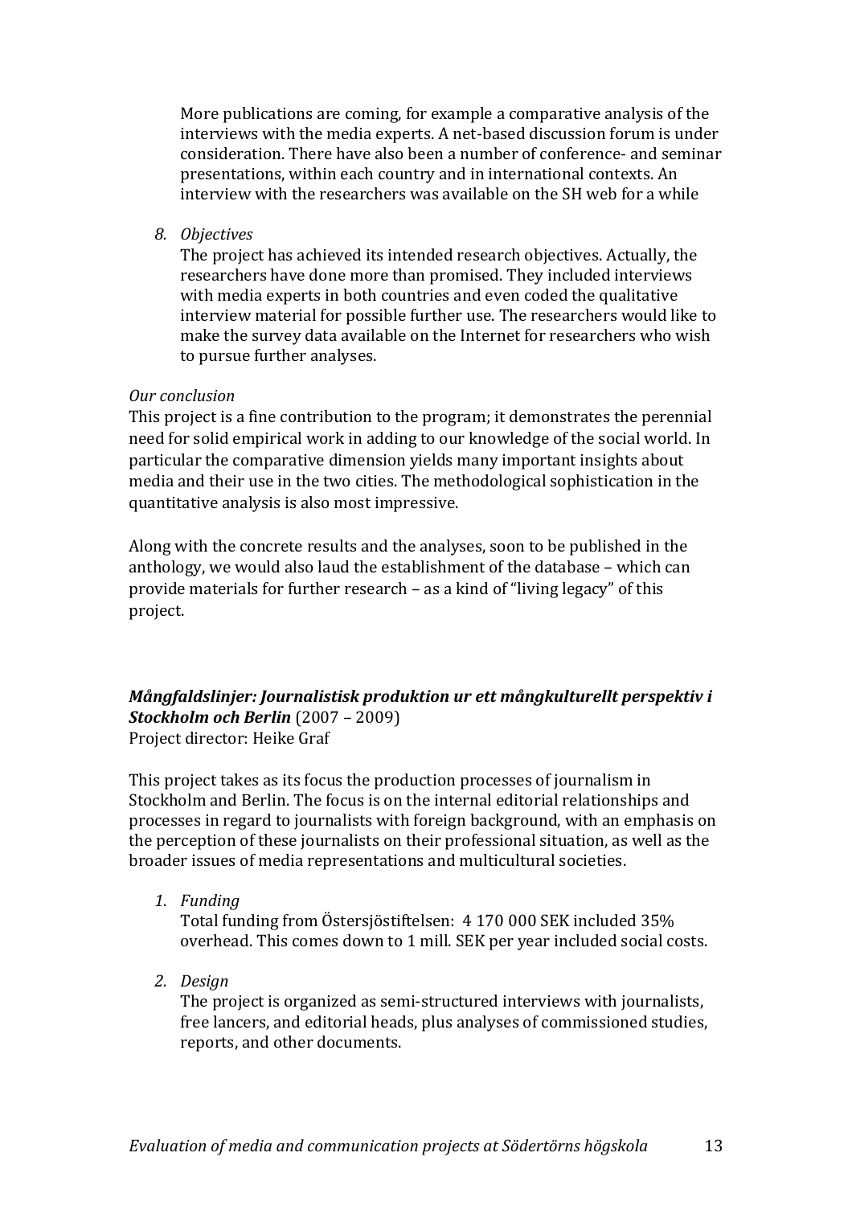More publications are coming, for example a comparative analysis of the interviews with the media experts. A net-based discussion forum is under consideration. There have also been a number of conference- and seminar presentations, within each country and in international contexts. An interview with the researchers was available on the SH web for a while

8. *Objectives*

   The project has achieved its intended research objectives. Actually, the researchers have done more than promised. They included interviews with media experts in both countries and even coded the qualitative interview material for possible further use. The researchers would like to make the survey data available on the Internet for researchers who wish to pursue further analyses.

*Our conclusion*

This project is a fine contribution to the program; it demonstrates the perennial need for solid empirical work in adding to our knowledge of the social world. In particular the comparative dimension yields many important insights about media and their use in the two cities. The methodological sophistication in the quantitative analysis is also most impressive.

Along with the concrete results and the analyses, soon to be published in the anthology, we would also laud the establishment of the database – which can provide materials for further research – as a kind of "living legacy" of this project.

***Mångfaldslinjer: Journalistisk produktion ur ett mångkulturellt perspektiv i Stockholm och Berlin*** (2007 – 2009)
Project director: Heike Graf

This project takes as its focus the production processes of journalism in Stockholm and Berlin. The focus is on the internal editorial relationships and processes in regard to journalists with foreign background, with an emphasis on the perception of these journalists on their professional situation, as well as the broader issues of media representations and multicultural societies.

1. *Funding*

   Total funding from Östersjöstiftelsen: 4 170 000 SEK included 35% overhead. This comes down to 1 mill. SEK per year included social costs.

2. *Design*

   The project is organized as semi-structured interviews with journalists, free lancers, and editorial heads, plus analyses of commissioned studies, reports, and other documents.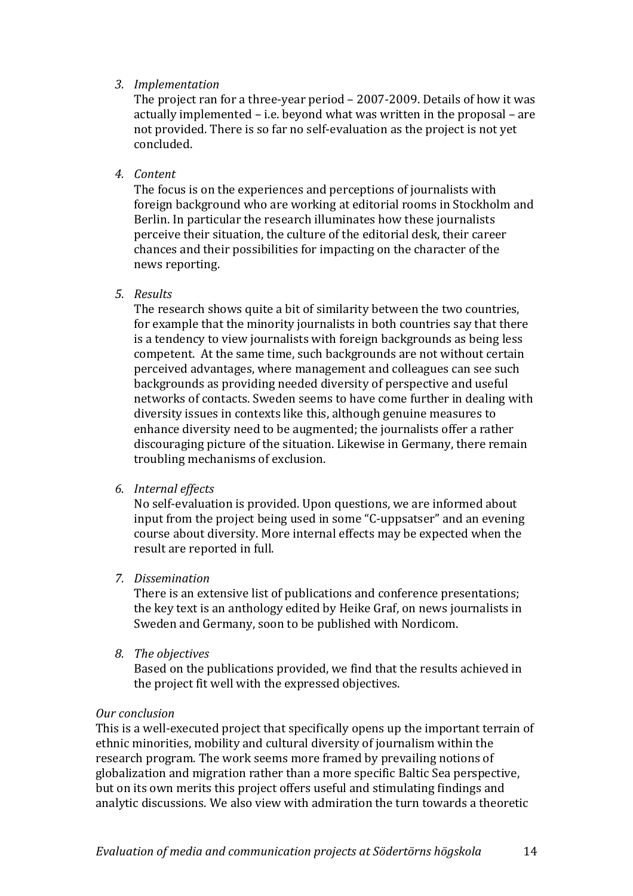3. *Implementation*

   The project ran for a three-year period – 2007-2009. Details of how it was actually implemented – i.e. beyond what was written in the proposal – are not provided. There is so far no self-evaluation as the project is not yet concluded.

4. *Content*

   The focus is on the experiences and perceptions of journalists with foreign background who are working at editorial rooms in Stockholm and Berlin. In particular the research illuminates how these journalists perceive their situation, the culture of the editorial desk, their career chances and their possibilities for impacting on the character of the news reporting.

5. *Results*

   The research shows quite a bit of similarity between the two countries, for example that the minority journalists in both countries say that there is a tendency to view journalists with foreign backgrounds as being less competent. At the same time, such backgrounds are not without certain perceived advantages, where management and colleagues can see such backgrounds as providing needed diversity of perspective and useful networks of contacts. Sweden seems to have come further in dealing with diversity issues in contexts like this, although genuine measures to enhance diversity need to be augmented; the journalists offer a rather discouraging picture of the situation. Likewise in Germany, there remain troubling mechanisms of exclusion.

6. *Internal effects*

   No self-evaluation is provided. Upon questions, we are informed about input from the project being used in some "C-uppsatser" and an evening course about diversity. More internal effects may be expected when the result are reported in full.

7. *Dissemination*

   There is an extensive list of publications and conference presentations; the key text is an anthology edited by Heike Graf, on news journalists in Sweden and Germany, soon to be published with Nordicom.

8. *The objectives*

   Based on the publications provided, we find that the results achieved in the project fit well with the expressed objectives.

*Our conclusion*

This is a well-executed project that specifically opens up the important terrain of ethnic minorities, mobility and cultural diversity of journalism within the research program. The work seems more framed by prevailing notions of globalization and migration rather than a more specific Baltic Sea perspective, but on its own merits this project offers useful and stimulating findings and analytic discussions. We also view with admiration the turn towards a theoretic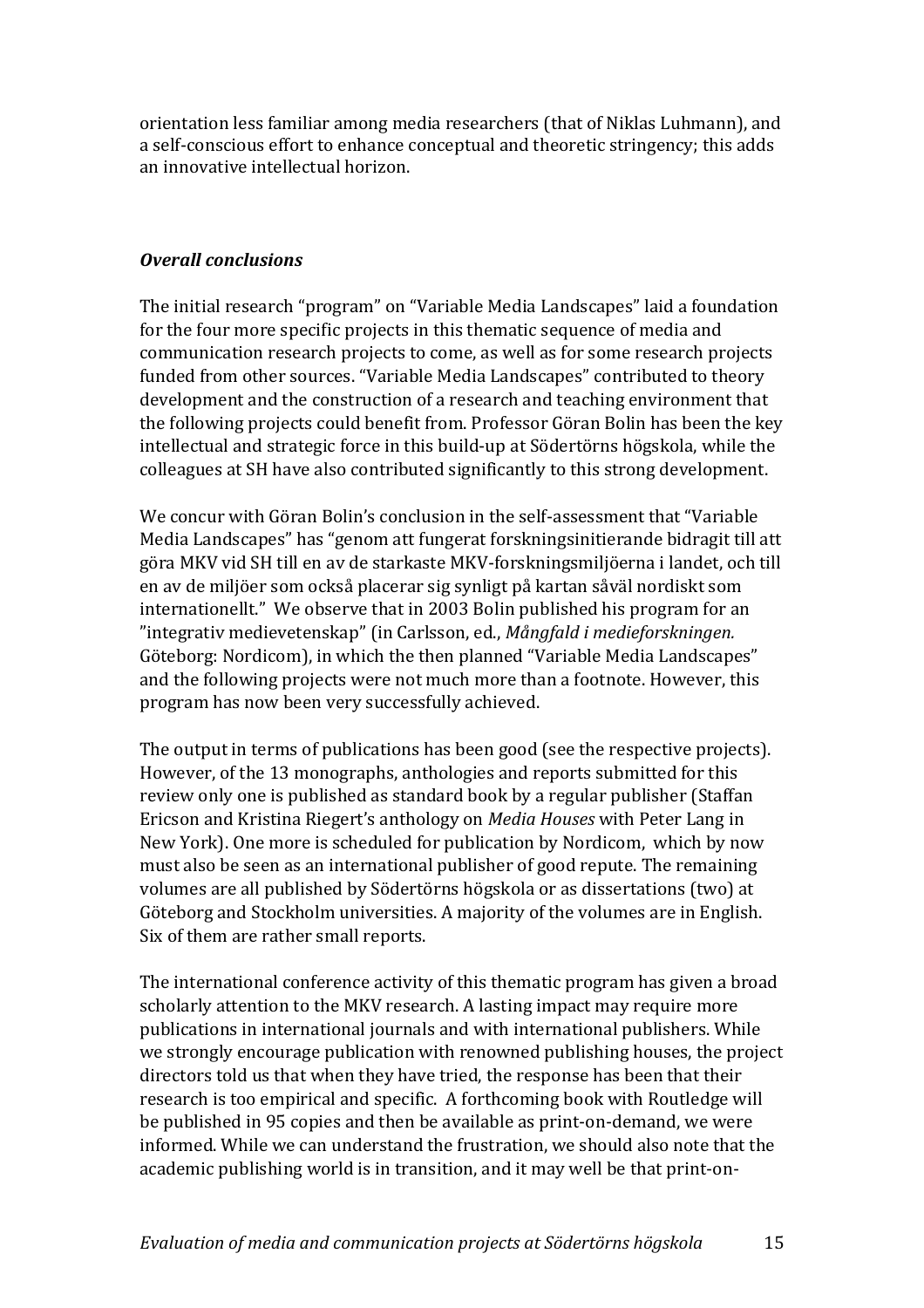orientation less familiar among media researchers (that of Niklas Luhmann), and a self-conscious effort to enhance conceptual and theoretic stringency; this adds an innovative intellectual horizon.

### *Overall conclusions*

The initial research "program" on "Variable Media Landscapes" laid a foundation for the four more specific projects in this thematic sequence of media and communication research projects to come, as well as for some research projects funded from other sources. "Variable Media Landscapes" contributed to theory development and the construction of a research and teaching environment that the following projects could benefit from. Professor Göran Bolin has been the key intellectual and strategic force in this build-up at Södertörns högskola, while the colleagues at SH have also contributed significantly to this strong development.

We concur with Göran Bolin's conclusion in the self-assessment that "Variable Media Landscapes" has "genom att fungerat forskningsinitierande bidragit till att göra MKV vid SH till en av de starkaste MKV-forskningsmiljöerna i landet, och till en av de miljöer som också placerar sig synligt på kartan såväl nordiskt som internationellt." We observe that in 2003 Bolin published his program for an "integrativ medievetenskap" (in Carlsson, ed., *Mångfald i medieforskningen.* Göteborg: Nordicom), in which the then planned "Variable Media Landscapes" and the following projects were not much more than a footnote. However, this program has now been very successfully achieved.

The output in terms of publications has been good (see the respective projects). However, of the 13 monographs, anthologies and reports submitted for this review only one is published as standard book by a regular publisher (Staffan Ericson and Kristina Riegert's anthology on *Media Houses* with Peter Lang in New York). One more is scheduled for publication by Nordicom, which by now must also be seen as an international publisher of good repute. The remaining volumes are all published by Södertörns högskola or as dissertations (two) at Göteborg and Stockholm universities. A majority of the volumes are in English. Six of them are rather small reports.

The international conference activity of this thematic program has given a broad scholarly attention to the MKV research. A lasting impact may require more publications in international journals and with international publishers. While we strongly encourage publication with renowned publishing houses, the project directors told us that when they have tried, the response has been that their research is too empirical and specific. A forthcoming book with Routledge will be published in 95 copies and then be available as print-on-demand, we were informed. While we can understand the frustration, we should also note that the academic publishing world is in transition, and it may well be that print-on-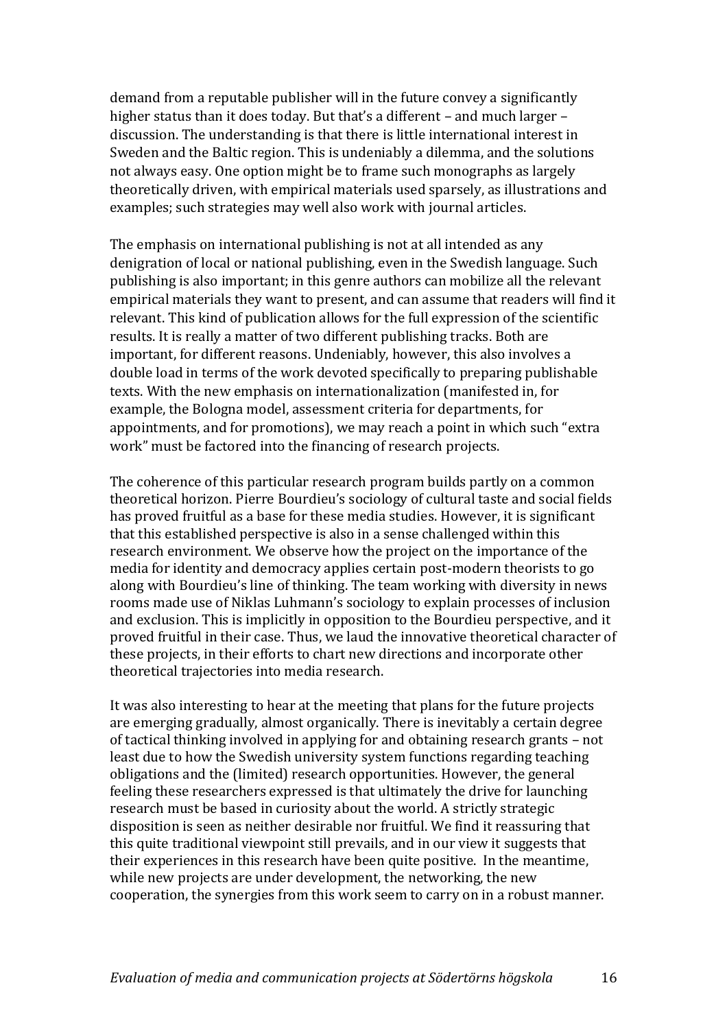demand from a reputable publisher will in the future convey a significantly higher status than it does today. But that's a different – and much larger – discussion. The understanding is that there is little international interest in Sweden and the Baltic region. This is undeniably a dilemma, and the solutions not always easy. One option might be to frame such monographs as largely theoretically driven, with empirical materials used sparsely, as illustrations and examples; such strategies may well also work with journal articles.

The emphasis on international publishing is not at all intended as any denigration of local or national publishing, even in the Swedish language. Such publishing is also important; in this genre authors can mobilize all the relevant empirical materials they want to present, and can assume that readers will find it relevant. This kind of publication allows for the full expression of the scientific results. It is really a matter of two different publishing tracks. Both are important, for different reasons. Undeniably, however, this also involves a double load in terms of the work devoted specifically to preparing publishable texts. With the new emphasis on internationalization (manifested in, for example, the Bologna model, assessment criteria for departments, for appointments, and for promotions), we may reach a point in which such "extra work" must be factored into the financing of research projects.

The coherence of this particular research program builds partly on a common theoretical horizon. Pierre Bourdieu's sociology of cultural taste and social fields has proved fruitful as a base for these media studies. However, it is significant that this established perspective is also in a sense challenged within this research environment. We observe how the project on the importance of the media for identity and democracy applies certain post-modern theorists to go along with Bourdieu's line of thinking. The team working with diversity in news rooms made use of Niklas Luhmann's sociology to explain processes of inclusion and exclusion. This is implicitly in opposition to the Bourdieu perspective, and it proved fruitful in their case. Thus, we laud the innovative theoretical character of these projects, in their efforts to chart new directions and incorporate other theoretical trajectories into media research.

It was also interesting to hear at the meeting that plans for the future projects are emerging gradually, almost organically. There is inevitably a certain degree of tactical thinking involved in applying for and obtaining research grants – not least due to how the Swedish university system functions regarding teaching obligations and the (limited) research opportunities. However, the general feeling these researchers expressed is that ultimately the drive for launching research must be based in curiosity about the world. A strictly strategic disposition is seen as neither desirable nor fruitful. We find it reassuring that this quite traditional viewpoint still prevails, and in our view it suggests that their experiences in this research have been quite positive. In the meantime, while new projects are under development, the networking, the new cooperation, the synergies from this work seem to carry on in a robust manner.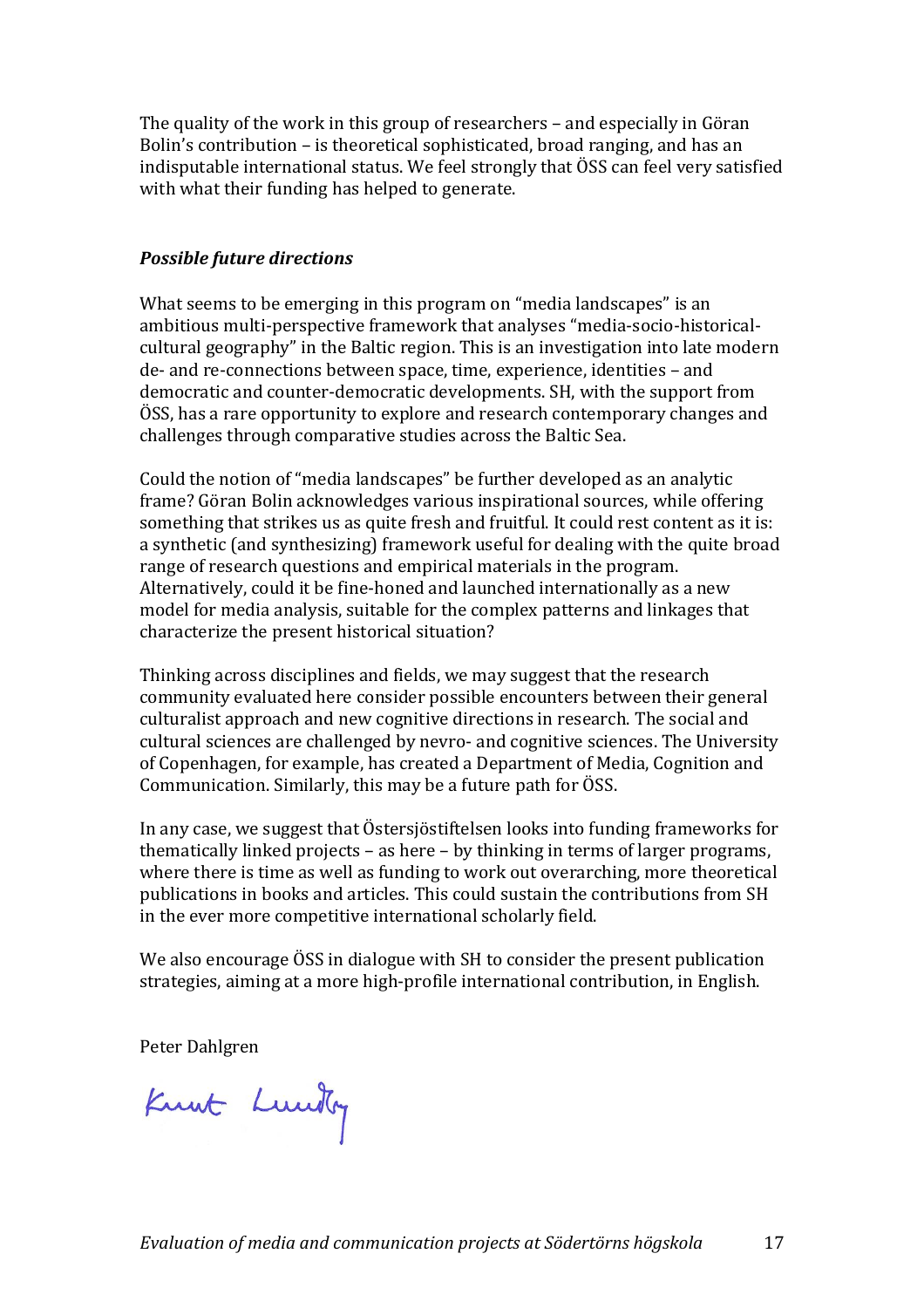The quality of the work in this group of researchers – and especially in Göran Bolin's contribution – is theoretical sophisticated, broad ranging, and has an indisputable international status. We feel strongly that ÖSS can feel very satisfied with what their funding has helped to generate.

### ***Possible future directions***

What seems to be emerging in this program on "media landscapes" is an ambitious multi-perspective framework that analyses "media-socio-historical-cultural geography" in the Baltic region. This is an investigation into late modern de- and re-connections between space, time, experience, identities – and democratic and counter-democratic developments. SH, with the support from ÖSS, has a rare opportunity to explore and research contemporary changes and challenges through comparative studies across the Baltic Sea.

Could the notion of "media landscapes" be further developed as an analytic frame? Göran Bolin acknowledges various inspirational sources, while offering something that strikes us as quite fresh and fruitful. It could rest content as it is: a synthetic (and synthesizing) framework useful for dealing with the quite broad range of research questions and empirical materials in the program. Alternatively, could it be fine-honed and launched internationally as a new model for media analysis, suitable for the complex patterns and linkages that characterize the present historical situation?

Thinking across disciplines and fields, we may suggest that the research community evaluated here consider possible encounters between their general culturalist approach and new cognitive directions in research. The social and cultural sciences are challenged by nevro- and cognitive sciences. The University of Copenhagen, for example, has created a Department of Media, Cognition and Communication. Similarly, this may be a future path for ÖSS.

In any case, we suggest that Östersjöstiftelsen looks into funding frameworks for thematically linked projects – as here – by thinking in terms of larger programs, where there is time as well as funding to work out overarching, more theoretical publications in books and articles. This could sustain the contributions from SH in the ever more competitive international scholarly field.

We also encourage ÖSS in dialogue with SH to consider the present publication strategies, aiming at a more high-profile international contribution, in English.

Peter Dahlgren

Knut Lundby